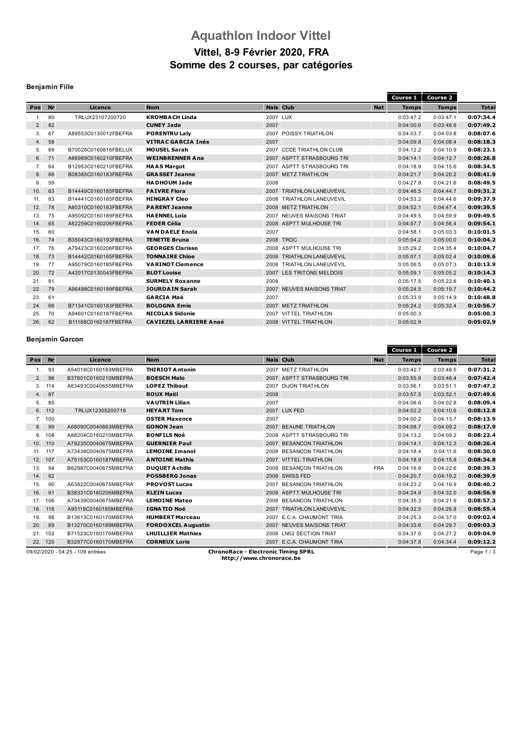# Aquathlon Indoor Vittel

## Vittel, 8-9 Février 2020, FRA

## Somme des 2 courses, par catégories

### Benjamin Fille

| Pos | Nr | Licence | Nom | Nais | Club | Nat | Course 1 Temps | Course 2 Temps | Total |
|---|---|---|---|---|---|---|---|---|---|
| 1. | 80 | TRLUX23107200720 | **KROMBACH Linda** | 2007 | LUX | | 0:03:47.2 | 0:03:47.1 | **0:07:34.4** |
| 2. | 82 | | **CUNEY Jade** | 2007 | | | 0:04:00.6 | 0:03:48.6 | **0:07:49.2** |
| 3. | 67 | A89553C0130012FBEFRA | **PORENTRU Laly** | 2007 | POISSY TRIATHLON | | 0:04:03.7 | 0:04:03.8 | **0:08:07.6** |
| 4. | 58 | | **VITRAC GARCIA Inés** | 2007 | | | 0:04:09.8 | 0:04:08.4 | **0:08:18.3** |
| 5. | 69 | B70028C0160816FBELUX | **MOUSEL Sarah** | 2007 | CCCE TRIATHLON CLUB | | 0:04:12.2 | 0:04:10.9 | **0:08:23.1** |
| 6. | 71 | A66989C0160210FBEFRA | **WEINBRENNER Ana** | 2007 | ASPTT STRASBOURG TRI | | 0:04:14.1 | 0:04:12.7 | **0:08:26.8** |
| 7. | 64 | B12953C0160210FBEFRA | **HAAS Margot** | 2007 | ASPTT STRASBOURG TRI | | 0:04:18.9 | 0:04:15.6 | **0:08:34.5** |
| 8. | 68 | B08385C0160183FBEFRA | **GRASSET Jeanne** | 2007 | METZ TRIATHLON | | 0:04:21.7 | 0:04:20.2 | **0:08:41.9** |
| 9. | 59 | | **HADHOUM Jade** | 2008 | | | 0:04:27.8 | 0:04:21.6 | **0:08:49.5** |
| 10. | 63 | B14449C0160185FBEFRA | **FAIVRE Flora** | 2007 | TRIATHLON LANEUVEVIL | | 0:04:46.5 | 0:04:44.7 | **0:09:31.2** |
| 11. | 83 | B14441C0160185FBEFRA | **HINGRAY Cleo** | 2008 | TRIATHLON LANEUVEVIL | | 0:04:53.2 | 0:04:44.6 | **0:09:37.9** |
| 12. | 78 | A80310C0160183FBEFRA | **PARENT Jeanne** | 2008 | METZ TRIATHLON | | 0:04:52.1 | 0:04:47.4 | **0:09:39.5** |
| 13. | 75 | A95092C0160189FBEFRA | **HAENNEL Lola** | 2007 | NEUVES MAISONS TRIAT | | 0:04:49.5 | 0:04:59.9 | **0:09:49.5** |
| 14. | 65 | A62259C0160206FBEFRA | **FEDER Célia** | 2008 | ASPTT MULHOUSE TRI | | 0:04:57.7 | 0:04:56.4 | **0:09:54.1** |
| 15. | 60 | | **VAN DAELE Enola** | 2007 | | | 0:04:58.1 | 0:05:03.3 | **0:10:01.5** |
| 16. | 74 | B35043C0160193FBEFRA | **TENETTE Bruna** | 2008 | TROC | | 0:05:04.2 | 0:05:00.0 | **0:10:04.2** |
| 17. | 76 | A79423C0160206FBEFRA | **GEORGES Clarisse** | 2008 | ASPTT MULHOUSE TRI | | 0:05:29.2 | 0:04:35.4 | **0:10:04.7** |
| 18. | 73 | B14442C0160185FBEFRA | **TONNAIRE Chloe** | 2008 | TRIATHLON LANEUVEVIL | | 0:05:07.1 | 0:05:02.4 | **0:10:09.6** |
| 19. | 77 | A95079C0160185FBEFRA | **VARINOT Clemence** | 2008 | TRIATHLON LANEUVEVIL | | 0:05:06.5 | 0:05:07.3 | **0:10:13.9** |
| 20. | 72 | A42017C0130043FBEFRA | **BLOT Louise** | 2007 | LES TRITONS MELDOIS | | 0:05:09.1 | 0:05:05.2 | **0:10:14.3** |
| 21. | 81 | | **SURMELY Roxanne** | 2008 | | | 0:05:17.5 | 0:05:22.6 | **0:10:40.1** |
| 22. | 79 | A96498C0160189FBEFRA | **JOURDAIN Sarah** | 2007 | NEUVES MAISONS TRIAT | | 0:05:24.5 | 0:05:19.7 | **0:10:44.2** |
| 23. | 61 | | **GARCIA Maé** | 2007 | | | 0:05:33.9 | 0:05:14.9 | **0:10:48.8** |
| 24. | 66 | B71341C0160183FBEFRA | **BOLOGNA Emie** | 2007 | METZ TRIATHLON | | 0:05:24.2 | 0:05:32.4 | **0:10:56.7** |
| 25. | 70 | A94601C0160187FBEFRA | **NICOLAS Sidonie** | 2007 | VITTEL TRIATHLON | | 0:05:00.3 | | **0:05:00.3** |
| 26. | 62 | B11168C0160187FBEFRA | **CAVIEZEL LARRIERE Anaé** | 2008 | VITTEL TRIATHLON | | 0:05:02.9 | | **0:05:02.9** |

### Benjamin Garcon

| Pos | Nr | Licence | Nom | Nais | Club | Nat | Course 1 Temps | Course 2 Temps | Total |
|---|---|---|---|---|---|---|---|---|---|
| 1. | 93 | A54018C0160183MBEFRA | **THIRIOT Antonin** | 2007 | METZ TRIATHLON | | 0:03:42.7 | 0:03:48.5 | **0:07:31.2** |
| 2. | 96 | B37601C0160210MBEFRA | **BOESCH Malo** | 2007 | ASPTT STRASBOURG TRI | | 0:03:55.9 | 0:03:46.4 | **0:07:42.4** |
| 3. | 114 | A63493C0040655MBEFRA | **LOPEZ Thibaut** | 2007 | DIJON TRIATHLON | | 0:03:56.1 | 0:03:51.1 | **0:07:47.2** |
| 4. | 87 | | **ROUX Maël** | 2008 | | | 0:03:57.5 | 0:03:52.1 | **0:07:49.6** |
| 5. | 85 | | **VAUTRIN Lilian** | 2007 | | | 0:04:06.6 | 0:04:02.8 | **0:08:09.4** |
| 6. | 112 | TRLUX12305200719 | **HEYART Tom** | 2007 | LUX FED | | 0:04:02.2 | 0:04:10.6 | **0:08:12.8** |
| 7. | 100 | | **OSTER Maxence** | 2007 | | | 0:04:00.2 | 0:04:13.7 | **0:08:13.9** |
| 8. | 99 | A68090C0040663MBEFRA | **GONON Jean** | 2007 | BEAUNE TRIATHLON | | 0:04:08.7 | 0:04:09.2 | **0:08:17.9** |
| 9. | 108 | A88204C0160210MBEFRA | **BONFILS Noé** | 2008 | ASPTT STRASBOURG TRI | | 0:04:13.2 | 0:04:09.2 | **0:08:22.4** |
| 10. | 110 | A79235C0040675MBEFRA | **GUERNIER Paul** | 2007 | BESANCON TRIATHLON | | 0:04:14.1 | 0:04:12.3 | **0:08:26.4** |
| 11. | 117 | A73438C0040675MBEFRA | **LEMOINE Imanol** | 2008 | BESANCON TRIATHLON | | 0:04:18.4 | 0:04:11.6 | **0:08:30.0** |
| 12. | 107 | A75153C0160187MBEFRA | **ANTOINE Mathis** | 2007 | VITTEL TRIATHLON | | 0:04:18.9 | 0:04:15.8 | **0:08:34.8** |
| 13. | 94 | B62987C0040675MBEFRA | **DUQUET Achille** | 2008 | BESANÇON TRIATHLON | FRA | 0:04:16.6 | 0:04:22.6 | **0:08:39.3** |
| 14. | 92 | | **POSSBERG Jonas** | 2008 | SWISS FED | | 0:04:20.7 | 0:04:19.2 | **0:08:39.9** |
| 15. | 90 | A63822C0040675MBEFRA | **PROVOST Lucas** | 2007 | BESANCON TRIATHLON | | 0:04:23.2 | 0:04:16.9 | **0:08:40.2** |
| 16. | 91 | B38331C0160206MBEFRA | **KLEIN Lucas** | 2008 | ASPTT MULHOUSE TRI | | 0:04:24.9 | 0:04:32.0 | **0:08:56.9** |
| 17. | 106 | A73439C0040675MBEFRA | **LEMOINE Mateo** | 2008 | BESANCON TRIATHLON | | 0:04:35.3 | 0:04:21.9 | **0:08:57.3** |
| 18. | 116 | A95118C0160185MBEFRA | **IGNATIO Noé** | 2007 | TRIATHLON LANEUVEVIL | | 0:04:32.5 | 0:04:26.8 | **0:08:59.4** |
| 19. | 98 | B13613C0160170MBEFRA | **HUMBERT Marceau** | 2007 | E.C.A. CHAUMONT TRIA | | 0:04:25.3 | 0:04:37.0 | **0:09:02.4** |
| 20. | 89 | B13270C0160189MBEFRA | **FORDOXCEL Augustin** | 2007 | NEUVES MAISONS TRIAT | | 0:04:33.6 | 0:04:29.7 | **0:09:03.3** |
| 21. | 102 | B71523C0160176MBEFRA | **LHUILLIER Mathies** | 2008 | LN52 SECTION TRIAT | | 0:04:37.6 | 0:04:27.2 | **0:09:04.9** |
| 22. | 120 | B32977C0160170MBEFRA | **CORNEUX Loris** | 2007 | E.C.A. CHAUMONT TRIA | | 0:04:37.8 | 0:04:34.4 | **0:09:12.2** |

09/02/2020 - 04:25 - 109 entrées

**ChronoRace - Electronic Timing SPRL**
**http://www.chronorace.be**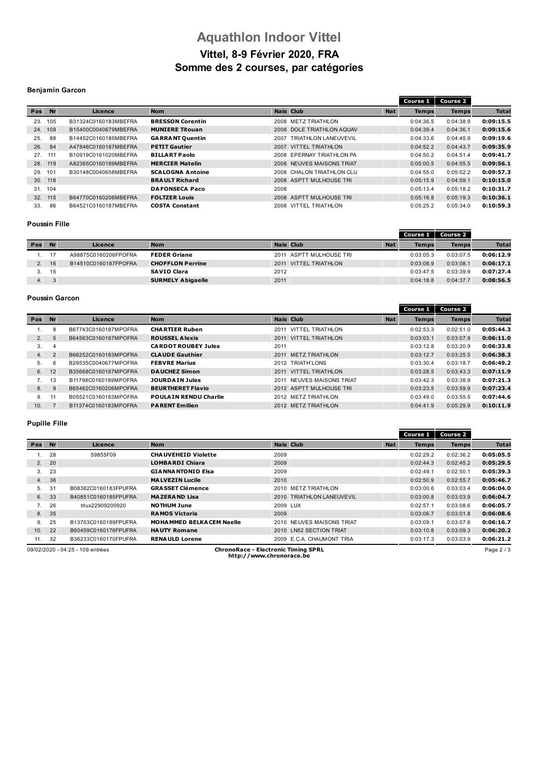# Aquathlon Indoor Vittel

## Vittel, 8-9 Février 2020, FRA

## Somme des 2 courses, par catégories

### Benjamin Garcon

| Pos | Nr | Licence | Nom | Nais | Club | Nat | Course 1 Temps | Course 2 Temps | Total |
|---|---|---|---|---|---|---|---|---|---|
| 23. | 105 | B31324C0160183MBEFRA | **BRESSON Corentin** | 2008 | METZ TRIATHLON | | 0:04:36.5 | 0:04:38.9 | **0:09:15.5** |
| 24. | 109 | B15400C0040679MBEFRA | **MUNIERE Titouan** | 2008 | DOLE TRIATHLON AQUAV | | 0:04:39.4 | 0:04:36.1 | **0:09:15.6** |
| 25. | 88 | B14452C0160185MBEFRA | **GARRANT Quentin** | 2007 | TRIATHLON LANEUVEVIL | | 0:04:33.6 | 0:04:45.9 | **0:09:19.6** |
| 26. | 84 | A47846C0160187MBEFRA | **PETIT Gautier** | 2007 | VITTEL TRIATHLON | | 0:04:52.2 | 0:04:43.7 | **0:09:35.9** |
| 27. | 111 | B10919C0161020MBEFRA | **BILLART Paolo** | 2008 | EPERNAY TRIATHLON PA | | 0:04:50.2 | 0:04:51.4 | **0:09:41.7** |
| 28. | 119 | A82365C0160189MBEFRA | **MERCIER Matelin** | 2008 | NEUVES MAISONS TRIAT | | 0:05:00.5 | 0:04:55.5 | **0:09:56.1** |
| 29. | 101 | B30148C0040658MBEFRA | **SCALOGNA Antoine** | 2008 | CHALON TRIATHLON CLU | | 0:04:55.0 | 0:05:02.2 | **0:09:57.3** |
| 30. | 118 | | **BRAULT Richard** | 2008 | ASPTT MULHOUSE TRI | | 0:05:15.9 | 0:04:59.1 | **0:10:15.0** |
| 31. | 104 | | **DAFONSECA Paco** | 2008 | | | 0:05:13.4 | 0:05:18.2 | **0:10:31.7** |
| 32. | 115 | B64770C0160206MBEFRA | **FOLTZER Louis** | 2008 | ASPTT MULHOUSE TRI | | 0:05:16.8 | 0:05:19.3 | **0:10:36.1** |
| 33. | 86 | B64521C0160187MBEFRA | **COSTA Constant** | 2008 | VITTEL TRIATHLON | | 0:05:25.2 | 0:05:34.0 | **0:10:59.3** |

### Poussin Fille

| Pos | Nr | Licence | Nom | Nais | Club | Nat | Course 1 Temps | Course 2 Temps | Total |
|---|---|---|---|---|---|---|---|---|---|
| 1. | 17 | A98875C0160206FPOFRA | **FEDER Oriane** | 2011 | ASPTT MULHOUSE TRI | | 0:03:05.3 | 0:03:07.5 | **0:06:12.9** |
| 2. | 16 | B14510C0160187FPOFRA | **CHOFFLON Perrine** | 2011 | VITTEL TRIATHLON | | 0:03:08.9 | 0:03:08.1 | **0:06:17.1** |
| 3. | 15 | | **SAVIO Clara** | 2012 | | | 0:03:47.5 | 0:03:39.9 | **0:07:27.4** |
| 4. | 3 | | **SURMELY Abigaelle** | 2011 | | | 0:04:18.8 | 0:04:37.7 | **0:08:56.5** |

### Poussin Garcon

| Pos | Nr | Licence | Nom | Nais | Club | Nat | Course 1 Temps | Course 2 Temps | Total |
|---|---|---|---|---|---|---|---|---|---|
| 1. | 8 | B67743C0160187MPOFRA | **CHARTIER Ruben** | 2011 | VITTEL TRIATHLON | | 0:02:53.3 | 0:02:51.0 | **0:05:44.3** |
| 2. | 5 | B64563C0160187MPOFRA | **ROUSSEL Alexis** | 2011 | VITTEL TRIATHLON | | 0:03:03.1 | 0:03:07.9 | **0:06:11.0** |
| 3. | 4 | | **CARDOT ROUBEY Jules** | 2011 | | | 0:03:12.8 | 0:03:20.9 | **0:06:33.8** |
| 4. | 2 | B66252C0160183MPOFRA | **CLAUDE Gauthier** | 2011 | METZ TRIATHLON | | 0:03:12.7 | 0:03:25.5 | **0:06:38.3** |
| 5. | 6 | B29535C0040677MPOFRA | **FEBVRE Marius** | 2012 | TRIATH'LONS | | 0:03:30.4 | 0:03:18.7 | **0:06:49.2** |
| 6. | 12 | B35668C0160187MPOFRA | **DAUCHEZ Simon** | 2011 | VITTEL TRIATHLON | | 0:03:28.5 | 0:03:43.3 | **0:07:11.9** |
| 7. | 13 | B11798C0160189MPOFRA | **JOURDAIN Jules** | 2011 | NEUVES MAISONS TRIAT | | 0:03:42.3 | 0:03:38.9 | **0:07:21.3** |
| 8. | 9 | B65462C0160206MPOFRA | **BEURTHERET Flavio** | 2012 | ASPTT MULHOUSE TRI | | 0:03:23.5 | 0:03:59.9 | **0:07:23.4** |
| 9. | 11 | B05521C0160183MPOFRA | **POULAIN RENDU Charlie** | 2012 | METZ TRIATHLON | | 0:03:49.0 | 0:03:55.5 | **0:07:44.6** |
| 10. | 7 | B11374C0160183MPOFRA | **PARENT Emilien** | 2012 | METZ TRIATHLON | | 0:04:41.9 | 0:05:29.9 | **0:10:11.9** |

### Pupille Fille

| Pos | Nr | Licence | Nom | Nais | Club | Nat | Course 1 Temps | Course 2 Temps | Total |
|---|---|---|---|---|---|---|---|---|---|
| 1. | 28 | 59855F09 | **CHAUVEHEID Violette** | 2009 | | | 0:02:29.2 | 0:02:36.2 | **0:05:05.5** |
| 2. | 20 | | **LOMBARDI Chiara** | 2009 | | | 0:02:44.3 | 0:02:45.2 | **0:05:29.5** |
| 3. | 23 | | **GIANNANTONIO Elsa** | 2009 | | | 0:02:49.1 | 0:02:50.1 | **0:05:39.3** |
| 4. | 36 | | **MALVEZIN Lucile** | 2010 | | | 0:02:50.9 | 0:02:55.7 | **0:05:46.7** |
| 5. | 31 | B08382C0160183FPUFRA | **GRASSET Clémence** | 2010 | METZ TRIATHLON | | 0:03:00.6 | 0:03:03.4 | **0:06:04.0** |
| 6. | 33 | B40851C0160185FPUFRA | **MAZERAND Lisa** | 2010 | TRIATHLON LANEUVEVIL | | 0:03:00.8 | 0:03:03.9 | **0:06:04.7** |
| 7. | 26 | trlux22909200920 | **NOTHUM June** | 2009 | LUX | | 0:02:57.1 | 0:03:08.6 | **0:06:05.7** |
| 8. | 35 | | **RAMOS Victoria** | 2009 | | | 0:03:06.7 | 0:03:01.8 | **0:06:08.6** |
| 9. | 25 | B13703C0160189FPUFRA | **MOHAMMED BELKACEM Naelle** | 2010 | NEUVES MAISONS TRIAT | | 0:03:09.1 | 0:03:07.6 | **0:06:16.7** |
| 10. | 22 | B60459C0160176FPUFRA | **HAUTY Romane** | 2010 | LN52 SECTION TRIAT | | 0:03:10.8 | 0:03:09.3 | **0:06:20.2** |
| 11. | 32 | B36233C0160170FPUFRA | **RENAULD Lorene** | 2009 | E.C.A. CHAUMONT TRIA | | 0:03:17.3 | 0:03:03.9 | **0:06:21.2** |

09/02/2020 - 04:25 - 109 entrées

**ChronoRace - Electronic Timing SPRL**
**http://www.chronorace.be**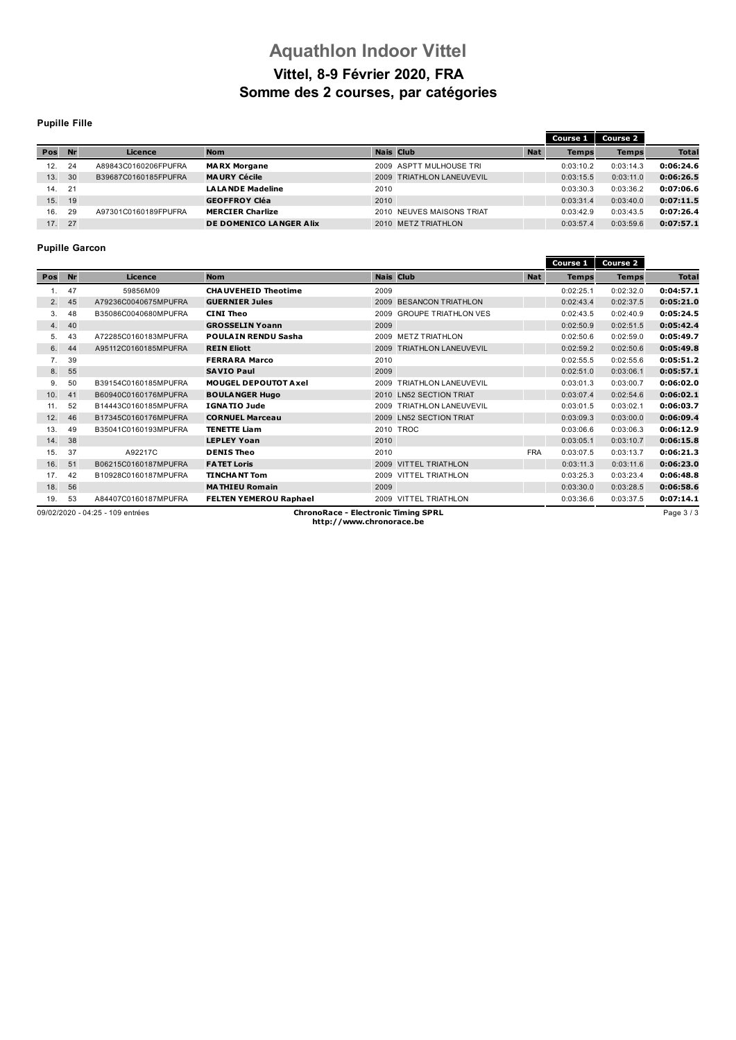# Aquathlon Indoor Vittel

## Vittel, 8-9 Février 2020, FRA

## Somme des 2 courses, par catégories

### Pupille Fille

| Pos | Nr | Licence | Nom | Nais | Club | Nat | Course 1 Temps | Course 2 Temps | Total |
|---|---|---|---|---|---|---|---|---|---|
| 12. | 24 | A89843C0160206FPUFRA | **MARX Morgane** | 2009 | ASPTT MULHOUSE TRI | | 0:03:10.2 | 0:03:14.3 | **0:06:24.6** |
| 13. | 30 | B39687C0160185FPUFRA | **MAURY Cécile** | 2009 | TRIATHLON LANEUVEVIL | | 0:03:15.5 | 0:03:11.0 | **0:06:26.5** |
| 14. | 21 | | **LALANDE Madeline** | 2010 | | | 0:03:30.3 | 0:03:36.2 | **0:07:06.6** |
| 15. | 19 | | **GEOFFROY Cléa** | 2010 | | | 0:03:31.4 | 0:03:40.0 | **0:07:11.5** |
| 16. | 29 | A97301C0160189FPUFRA | **MERCIER Charlize** | 2010 | NEUVES MAISONS TRIAT | | 0:03:42.9 | 0:03:43.5 | **0:07:26.4** |
| 17. | 27 | | **DE DOMENICO LANGER Alix** | 2010 | METZ TRIATHLON | | 0:03:57.4 | 0:03:59.6 | **0:07:57.1** |

### Pupille Garcon

| Pos | Nr | Licence | Nom | Nais | Club | Nat | Course 1 Temps | Course 2 Temps | Total |
|---|---|---|---|---|---|---|---|---|---|
| 1. | 47 | 59856M09 | **CHAUVEHEID Theotime** | 2009 | | | 0:02:25.1 | 0:02:32.0 | **0:04:57.1** |
| 2. | 45 | A79236C0040675MPUFRA | **GUERNIER Jules** | 2009 | BESANCON TRIATHLON | | 0:02:43.4 | 0:02:37.5 | **0:05:21.0** |
| 3. | 48 | B35086C0040680MPUFRA | **CINI Theo** | 2009 | GROUPE TRIATHLON VES | | 0:02:43.5 | 0:02:40.9 | **0:05:24.5** |
| 4. | 40 | | **GROSSELIN Yoann** | 2009 | | | 0:02:50.9 | 0:02:51.5 | **0:05:42.4** |
| 5. | 43 | A72285C0160183MPUFRA | **POULAIN RENDU Sasha** | 2009 | METZ TRIATHLON | | 0:02:50.6 | 0:02:59.0 | **0:05:49.7** |
| 6. | 44 | A95112C0160185MPUFRA | **REIN Eliott** | 2009 | TRIATHLON LANEUVEVIL | | 0:02:59.2 | 0:02:50.6 | **0:05:49.8** |
| 7. | 39 | | **FERRARA Marco** | 2010 | | | 0:02:55.5 | 0:02:55.6 | **0:05:51.2** |
| 8. | 55 | | **SAVIO Paul** | 2009 | | | 0:02:51.0 | 0:03:06.1 | **0:05:57.1** |
| 9. | 50 | B39154C0160185MPUFRA | **MOUGEL DEPOUTOT Axel** | 2009 | TRIATHLON LANEUVEVIL | | 0:03:01.3 | 0:03:00.7 | **0:06:02.0** |
| 10. | 41 | B60940C0160176MPUFRA | **BOULANGER Hugo** | 2010 | LN52 SECTION TRIAT | | 0:03:07.4 | 0:02:54.6 | **0:06:02.1** |
| 11. | 52 | B14443C0160185MPUFRA | **IGNATIO Jude** | 2009 | TRIATHLON LANEUVEVIL | | 0:03:01.5 | 0:03:02.1 | **0:06:03.7** |
| 12. | 46 | B17345C0160176MPUFRA | **CORNUEL Marceau** | 2009 | LN52 SECTION TRIAT | | 0:03:09.3 | 0:03:00.0 | **0:06:09.4** |
| 13. | 49 | B35041C0160193MPUFRA | **TENETTE Liam** | 2010 | TROC | | 0:03:06.6 | 0:03:06.3 | **0:06:12.9** |
| 14. | 38 | | **LEPLEY Yoan** | 2010 | | | 0:03:05.1 | 0:03:10.7 | **0:06:15.8** |
| 15. | 37 | A92217C | **DENIS Theo** | 2010 | | FRA | 0:03:07.5 | 0:03:13.7 | **0:06:21.3** |
| 16. | 51 | B06215C0160187MPUFRA | **FATET Loris** | 2009 | VITTEL TRIATHLON | | 0:03:11.3 | 0:03:11.6 | **0:06:23.0** |
| 17. | 42 | B10928C0160187MPUFRA | **TINCHANT Tom** | 2009 | VITTEL TRIATHLON | | 0:03:25.3 | 0:03:23.4 | **0:06:48.8** |
| 18. | 56 | | **MATHIEU Romain** | 2009 | | | 0:03:30.0 | 0:03:28.5 | **0:06:58.6** |
| 19. | 53 | A84407C0160187MPUFRA | **FELTEN YEMEROU Raphael** | 2009 | VITTEL TRIATHLON | | 0:03:36.6 | 0:03:37.5 | **0:07:14.1** |

09/02/2020 - 04:25 - 109 entrées

**ChronoRace - Electronic Timing SPRL**
**http://www.chronorace.be**